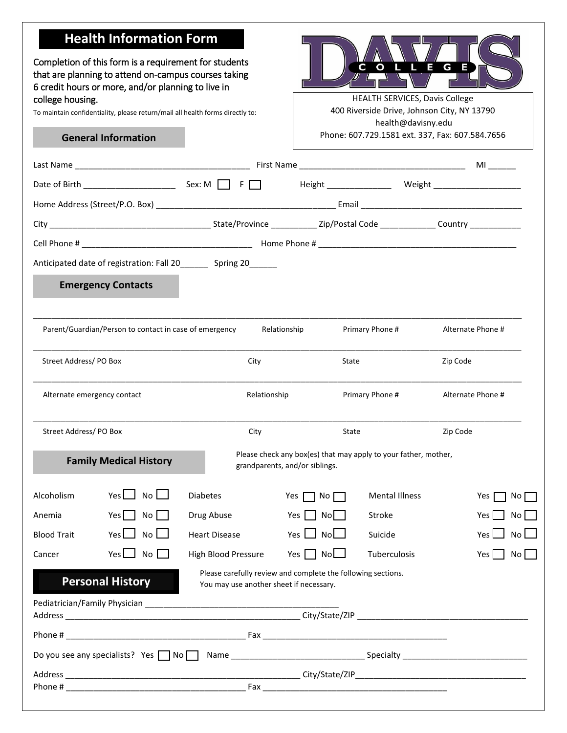# Health Information Form

Completion of this form is a requirement for students that are planning to attend on-campus courses taking 6 credit hours or more, and/or planning to live in college housing.

To maintain confidentiality, please return/mail all health forms directly to:

DAVIS COLLEGE

HEALTH SERVICES, Davis College
400 Riverside Drive, Johnson City, NY 13790
health@davisny.edu
Phone: 607.729.1581 ext. 337, Fax: 607.584.7656

## General Information

Last Name ______________________________________ First Name ____________________________________ MI ______

Date of Birth ____________________ Sex: M ☐ F ☐ Height ______________ Weight ___________________

Home Address (Street/P.O. Box) ______________________________________ Email ___________________________________

City ___________________________________ State/Province __________ Zip/Postal Code ____________ Country ___________

Cell Phone # _____________________________________ Home Phone # ____________________________________________

Anticipated date of registration: Fall 20______ Spring 20______

## Emergency Contacts

_____________________________________________________________________________________________________

Parent/Guardian/Person to contact in case of emergency Relationship Primary Phone # Alternate Phone #

_____________________________________________________________________________________________________

Street Address/ PO Box City State Zip Code

_____________________________________________________________________________________________________

Alternate emergency contact Relationship Primary Phone # Alternate Phone #

_____________________________________________________________________________________________________

Street Address/ PO Box City State Zip Code

## Family Medical History

Please check any box(es) that may apply to your father, mother, grandparents, and/or siblings.

| | | | | | | | | |
|---|---|---|---|---|---|---|---|---|
| Alcoholism | Yes ☐ | No ☐ | Diabetes | Yes ☐ | No ☐ | Mental Illness | Yes ☐ | No ☐ |
| Anemia | Yes ☐ | No ☐ | Drug Abuse | Yes ☐ | No ☐ | Stroke | Yes ☐ | No ☐ |
| Blood Trait | Yes ☐ | No ☐ | Heart Disease | Yes ☐ | No ☐ | Suicide | Yes ☐ | No ☐ |
| Cancer | Yes ☐ | No ☐ | High Blood Pressure | Yes ☐ | No ☐ | Tuberculosis | Yes ☐ | No ☐ |

## Personal History

Please carefully review and complete the following sections. You may use another sheet if necessary.

Pediatrician/Family Physician ________________________________________
Address __________________________________________________ City/State/ZIP ____________________________________

Phone # _______________________________________ Fax _________________________________________

Do you see any specialists? Yes ☐ No ☐ Name ____________________________ Specialty ___________________________

Address __________________________________________________ City/State/ZIP____________________________________
Phone # _______________________________________ Fax _________________________________________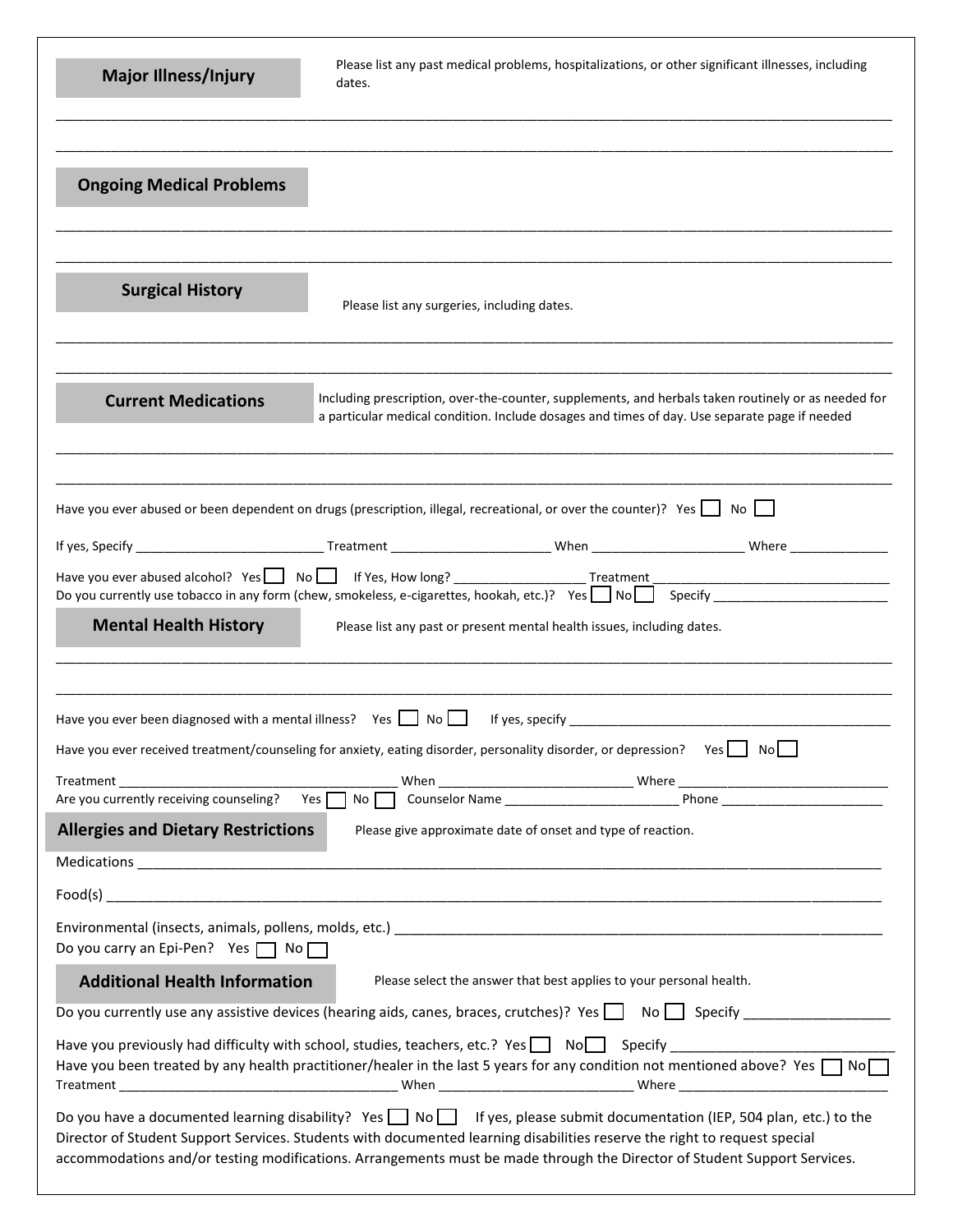## Major Illness/Injury

Please list any past medical problems, hospitalizations, or other significant illnesses, including dates.

______________________________________________________________________________________________

______________________________________________________________________________________________

## Ongoing Medical Problems

______________________________________________________________________________________________

______________________________________________________________________________________________

## Surgical History

Please list any surgeries, including dates.

______________________________________________________________________________________________

______________________________________________________________________________________________

## Current Medications

Including prescription, over-the-counter, supplements, and herbals taken routinely or as needed for a particular medical condition. Include dosages and times of day. Use separate page if needed

______________________________________________________________________________________________

______________________________________________________________________________________________

Have you ever abused or been dependent on drugs (prescription, illegal, recreational, or over the counter)? Yes ☐ No ☐

If yes, Specify __________________________ Treatment ______________________ When _____________________ Where ______________

Have you ever abused alcohol? Yes ☐ No ☐ If Yes, How long? __________________ Treatment ________________________________

Do you currently use tobacco in any form (chew, smokeless, e-cigarettes, hookah, etc.)? Yes ☐ No ☐ Specify ________________________

## Mental Health History

Please list any past or present mental health issues, including dates.

______________________________________________________________________________________________

______________________________________________________________________________________________

Have you ever been diagnosed with a mental illness? Yes ☐ No ☐ If yes, specify ______________________________________________

Have you ever received treatment/counseling for anxiety, eating disorder, personality disorder, or depression? Yes ☐ No ☐

Treatment ______________________________________ When ___________________________ Where ______________________________

Are you currently receiving counseling? Yes ☐ No ☐ Counselor Name ________________________ Phone _______________________

## Allergies and Dietary Restrictions

Please give approximate date of onset and type of reaction.

Medications ____________________________________________________________________________________________

Food(s) ________________________________________________________________________________________________

Environmental (insects, animals, pollens, molds, etc.) _________________________________________________________________

Do you carry an Epi-Pen? Yes ☐ No ☐

## Additional Health Information

Please select the answer that best applies to your personal health.

Do you currently use any assistive devices (hearing aids, canes, braces, crutches)? Yes ☐ No ☐ Specify ___________________

Have you previously had difficulty with school, studies, teachers, etc.? Yes ☐ No ☐ Specify _____________________________

Have you been treated by any health practitioner/healer in the last 5 years for any condition not mentioned above? Yes ☐ No ☐

Treatment ______________________________________ When ___________________________ Where ______________________________

Do you have a documented learning disability? Yes ☐ No ☐ If yes, please submit documentation (IEP, 504 plan, etc.) to the Director of Student Support Services. Students with documented learning disabilities reserve the right to request special accommodations and/or testing modifications. Arrangements must be made through the Director of Student Support Services.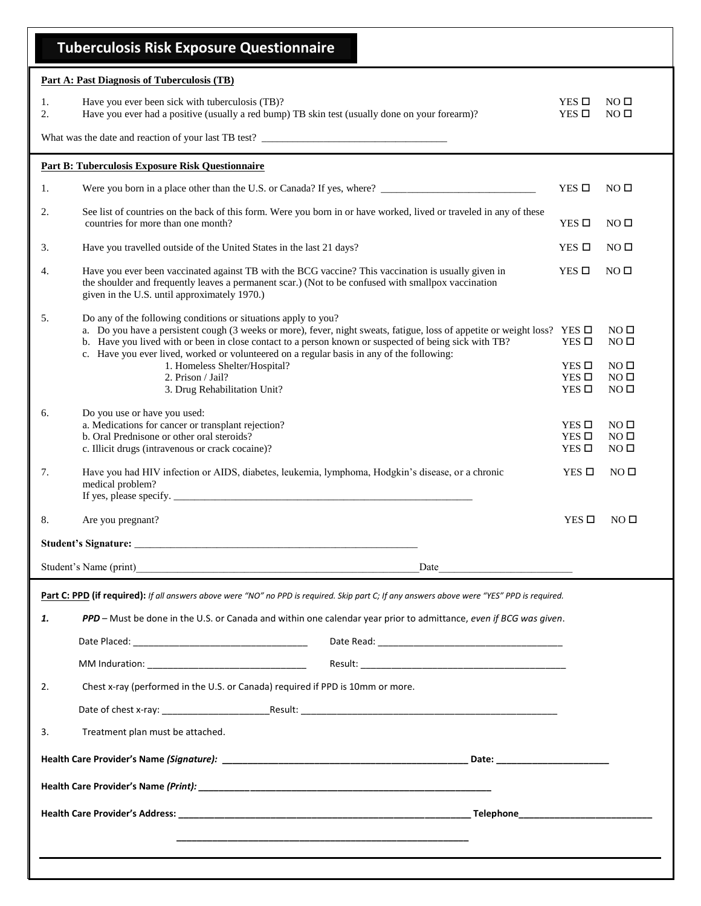# Tuberculosis Risk Exposure Questionnaire

**Part A: Past Diagnosis of Tuberculosis (TB)**

1. Have you ever been sick with tuberculosis (TB)? YES ☐ NO ☐
2. Have you ever had a positive (usually a red bump) TB skin test (usually done on your forearm)? YES ☐ NO ☐

What was the date and reaction of your last TB test? ___________________________________

**Part B: Tuberculosis Exposure Risk Questionnaire**

1. Were you born in a place other than the U.S. or Canada? If yes, where? ______________________________ YES ☐ NO ☐

2. See list of countries on the back of this form. Were you born in or have worked, lived or traveled in any of these countries for more than one month? YES ☐ NO ☐

3. Have you travelled outside of the United States in the last 21 days? YES ☐ NO ☐

4. Have you ever been vaccinated against TB with the BCG vaccine? This vaccination is usually given in the shoulder and frequently leaves a permanent scar.) (Not to be confused with smallpox vaccination given in the U.S. until approximately 1970.) YES ☐ NO ☐

5. Do any of the following conditions or situations apply to you?
   a. Do you have a persistent cough (3 weeks or more), fever, night sweats, fatigue, loss of appetite or weight loss? YES ☐ NO ☐
   b. Have you lived with or been in close contact to a person known or suspected of being sick with TB? YES ☐ NO ☐
   c. Have you ever lived, worked or volunteered on a regular basis in any of the following:
      1. Homeless Shelter/Hospital? YES ☐ NO ☐
      2. Prison / Jail? YES ☐ NO ☐
      3. Drug Rehabilitation Unit? YES ☐ NO ☐

6. Do you use or have you used:
   a. Medications for cancer or transplant rejection? YES ☐ NO ☐
   b. Oral Prednisone or other oral steroids? YES ☐ NO ☐
   c. Illicit drugs (intravenous or crack cocaine)? YES ☐ NO ☐

7. Have you had HIV infection or AIDS, diabetes, leukemia, lymphoma, Hodgkin's disease, or a chronic medical problem? YES ☐ NO ☐
   If yes, please specify. ____________________________________________________________

8. Are you pregnant? YES ☐ NO ☐

**Student's Signature:** ________________________________________________________

Student's Name (print)________________________________________________________Date_________________________

**Part C: PPD (if required):** *If all answers above were "NO" no PPD is required. Skip part C; If any answers above were "YES" PPD is required.*

***1.*** ***PPD*** – Must be done in the U.S. or Canada and within one calendar year prior to admittance, *even if BCG was given*.

Date Placed: ___________________________________ Date Read: ____________________________________

MM Induration: _______________________________ Result: _________________________________________

2. Chest x-ray (performed in the U.S. or Canada) required if PPD is 10mm or more.

Date of chest x-ray: _____________________Result: ____________________________________________________

3. Treatment plan must be attached.

**Health Care Provider's Name *(Signature):* ________________________________________________ Date: ______________________**

**Health Care Provider's Name *(Print):* ____________________________________________________________**

**Health Care Provider's Address: __________________________________________________________ Telephone__________________________**

**__________________________________________________________**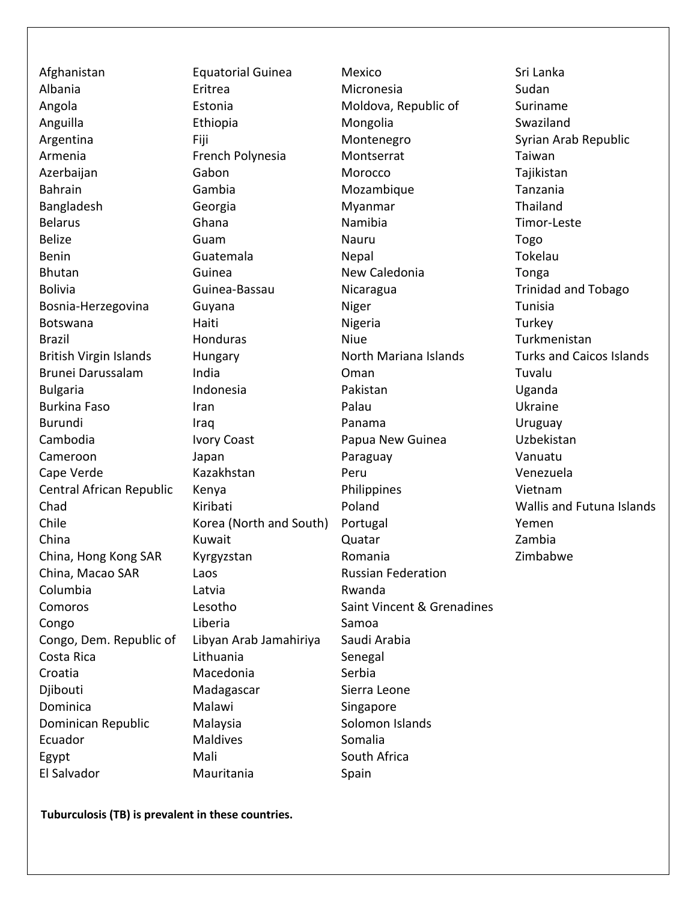Afghanistan
Albania
Angola
Anguilla
Argentina
Armenia
Azerbaijan
Bahrain
Bangladesh
Belarus
Belize
Benin
Bhutan
Bolivia
Bosnia-Herzegovina
Botswana
Brazil
British Virgin Islands
Brunei Darussalam
Bulgaria
Burkina Faso
Burundi
Cambodia
Cameroon
Cape Verde
Central African Republic
Chad
Chile
China
China, Hong Kong SAR
China, Macao SAR
Columbia
Comoros
Congo
Congo, Dem. Republic of
Costa Rica
Croatia
Djibouti
Dominica
Dominican Republic
Ecuador
Egypt
El Salvador
Equatorial Guinea
Eritrea
Estonia
Ethiopia
Fiji
French Polynesia
Gabon
Gambia
Georgia
Ghana
Guam
Guatemala
Guinea
Guinea-Bassau
Guyana
Haiti
Honduras
Hungary
India
Indonesia
Iran
Iraq
Ivory Coast
Japan
Kazakhstan
Kenya
Kiribati
Korea (North and South)
Kuwait
Kyrgyzstan
Laos
Latvia
Lesotho
Liberia
Libyan Arab Jamahiriya
Lithuania
Macedonia
Madagascar
Malawi
Malaysia
Maldives
Mali
Mauritania
Mexico
Micronesia
Moldova, Republic of
Mongolia
Montenegro
Montserrat
Morocco
Mozambique
Myanmar
Namibia
Nauru
Nepal
New Caledonia
Nicaragua
Niger
Nigeria
Niue
North Mariana Islands
Oman
Pakistan
Palau
Panama
Papua New Guinea
Paraguay
Peru
Philippines
Poland
Portugal
Quatar
Romania
Russian Federation
Rwanda
Saint Vincent & Grenadines
Samoa
Saudi Arabia
Senegal
Serbia
Sierra Leone
Singapore
Solomon Islands
Somalia
South Africa
Spain
Sri Lanka
Sudan
Suriname
Swaziland
Syrian Arab Republic
Taiwan
Tajikistan
Tanzania
Thailand
Timor-Leste
Togo
Tokelau
Tonga
Trinidad and Tobago
Tunisia
Turkey
Turkmenistan
Turks and Caicos Islands
Tuvalu
Uganda
Ukraine
Uruguay
Uzbekistan
Vanuatu
Venezuela
Vietnam
Wallis and Futuna Islands
Yemen
Zambia
Zimbabwe

**Tuburculosis (TB) is prevalent in these countries.**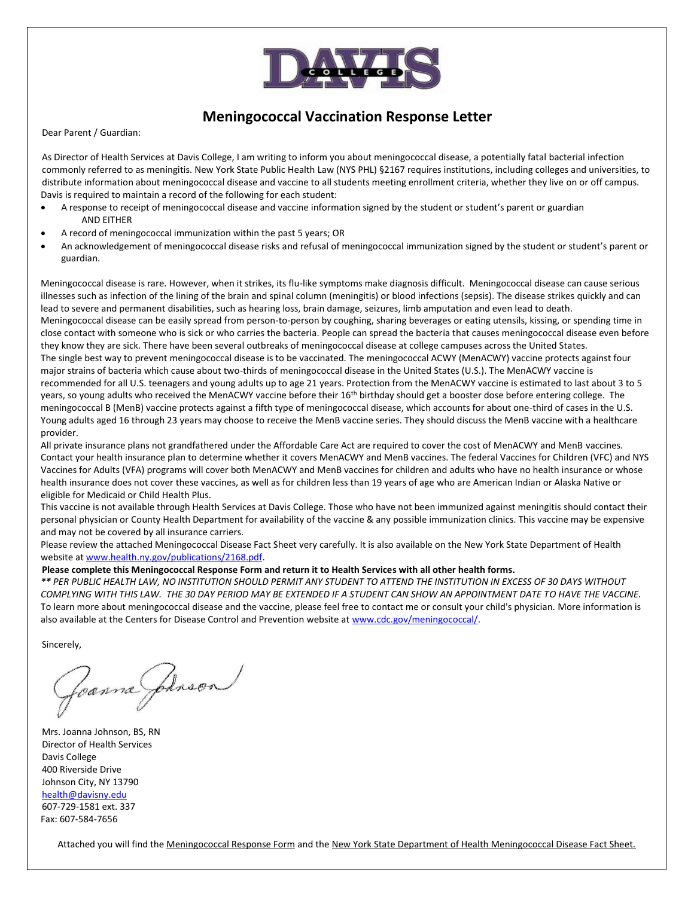# Meningococcal Vaccination Response Letter

Dear Parent / Guardian:

As Director of Health Services at Davis College, I am writing to inform you about meningococcal disease, a potentially fatal bacterial infection commonly referred to as meningitis. New York State Public Health Law (NYS PHL) §2167 requires institutions, including colleges and universities, to distribute information about meningococcal disease and vaccine to all students meeting enrollment criteria, whether they live on or off campus. Davis is required to maintain a record of the following for each student:

- A response to receipt of meningococcal disease and vaccine information signed by the student or student's parent or guardian
  AND EITHER
- A record of meningococcal immunization within the past 5 years; OR
- An acknowledgement of meningococcal disease risks and refusal of meningococcal immunization signed by the student or student's parent or guardian.

Meningococcal disease is rare. However, when it strikes, its flu-like symptoms make diagnosis difficult. Meningococcal disease can cause serious illnesses such as infection of the lining of the brain and spinal column (meningitis) or blood infections (sepsis). The disease strikes quickly and can lead to severe and permanent disabilities, such as hearing loss, brain damage, seizures, limb amputation and even lead to death.

Meningococcal disease can be easily spread from person-to-person by coughing, sharing beverages or eating utensils, kissing, or spending time in close contact with someone who is sick or who carries the bacteria. People can spread the bacteria that causes meningococcal disease even before they know they are sick. There have been several outbreaks of meningococcal disease at college campuses across the United States.

The single best way to prevent meningococcal disease is to be vaccinated. The meningococcal ACWY (MenACWY) vaccine protects against four major strains of bacteria which cause about two-thirds of meningococcal disease in the United States (U.S.). The MenACWY vaccine is recommended for all U.S. teenagers and young adults up to age 21 years. Protection from the MenACWY vaccine is estimated to last about 3 to 5 years, so young adults who received the MenACWY vaccine before their 16th birthday should get a booster dose before entering college. The meningococcal B (MenB) vaccine protects against a fifth type of meningococcal disease, which accounts for about one-third of cases in the U.S. Young adults aged 16 through 23 years may choose to receive the MenB vaccine series. They should discuss the MenB vaccine with a healthcare provider.

All private insurance plans not grandfathered under the Affordable Care Act are required to cover the cost of MenACWY and MenB vaccines. Contact your health insurance plan to determine whether it covers MenACWY and MenB vaccines. The federal Vaccines for Children (VFC) and NYS Vaccines for Adults (VFA) programs will cover both MenACWY and MenB vaccines for children and adults who have no health insurance or whose health insurance does not cover these vaccines, as well as for children less than 19 years of age who are American Indian or Alaska Native or eligible for Medicaid or Child Health Plus.

This vaccine is not available through Health Services at Davis College. Those who have not been immunized against meningitis should contact their personal physician or County Health Department for availability of the vaccine & any possible immunization clinics. This vaccine may be expensive and may not be covered by all insurance carriers.

Please review the attached Meningococcal Disease Fact Sheet very carefully. It is also available on the New York State Department of Health website at www.health.ny.gov/publications/2168.pdf.

**Please complete this Meningococcal Response Form and return it to Health Services with all other health forms.**

*\*\* PER PUBLIC HEALTH LAW, NO INSTITUTION SHOULD PERMIT ANY STUDENT TO ATTEND THE INSTITUTION IN EXCESS OF 30 DAYS WITHOUT COMPLYING WITH THIS LAW. THE 30 DAY PERIOD MAY BE EXTENDED IF A STUDENT CAN SHOW AN APPOINTMENT DATE TO HAVE THE VACCINE.*

To learn more about meningococcal disease and the vaccine, please feel free to contact me or consult your child's physician. More information is also available at the Centers for Disease Control and Prevention website at www.cdc.gov/meningococcal/.

Sincerely,

Joanna Johnson

Mrs. Joanna Johnson, BS, RN
Director of Health Services
Davis College
400 Riverside Drive
Johnson City, NY 13790
health@davisny.edu
607-729-1581 ext. 337
Fax: 607-584-7656

Attached you will find the Meningococcal Response Form and the New York State Department of Health Meningococcal Disease Fact Sheet.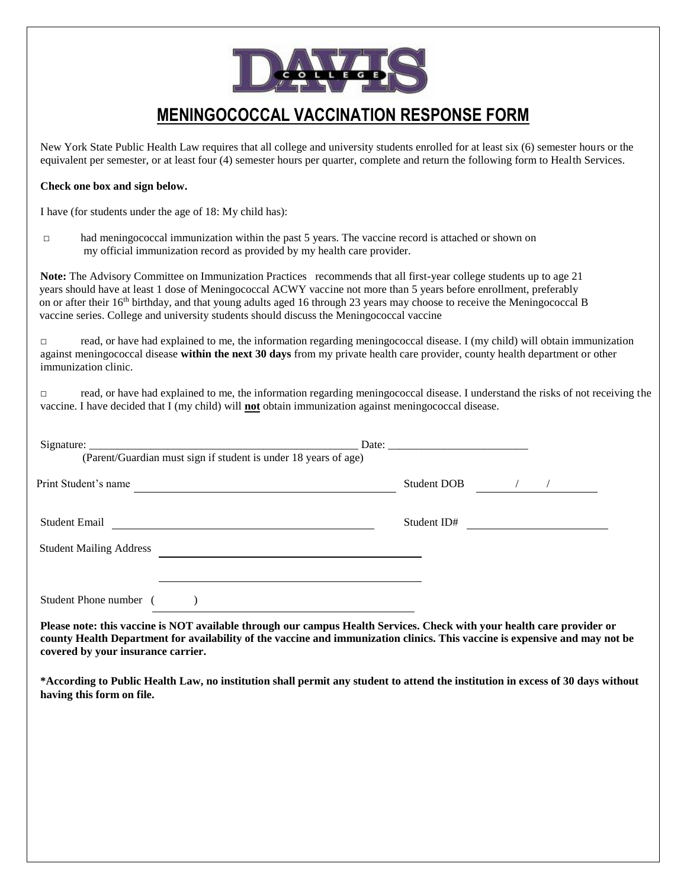DAVIS COLLEGE

# MENINGOCOCCAL VACCINATION RESPONSE FORM

New York State Public Health Law requires that all college and university students enrolled for at least six (6) semester hours or the equivalent per semester, or at least four (4) semester hours per quarter, complete and return the following form to Health Services.

**Check one box and sign below.**

I have (for students under the age of 18: My child has):

□ had meningococcal immunization within the past 5 years. The vaccine record is attached or shown on my official immunization record as provided by my health care provider.

**Note:** The Advisory Committee on Immunization Practices recommends that all first-year college students up to age 21 years should have at least 1 dose of Meningococcal ACWY vaccine not more than 5 years before enrollment, preferably on or after their 16th birthday, and that young adults aged 16 through 23 years may choose to receive the Meningococcal B vaccine series. College and university students should discuss the Meningococcal vaccine

□ read, or have had explained to me, the information regarding meningococcal disease. I (my child) will obtain immunization against meningococcal disease **within the next 30 days** from my private health care provider, county health department or other immunization clinic.

□ read, or have had explained to me, the information regarding meningococcal disease. I understand the risks of not receiving the vaccine. I have decided that I (my child) will **not** obtain immunization against meningococcal disease.

Signature: _______________________________________________ Date: ________________________

(Parent/Guardian must sign if student is under 18 years of age)

Print Student's name ____________________________________________ Student DOB ______/______/______

Student Email ____________________________________________ Student ID# ________________________

Student Mailing Address ____________________________________________

____________________________________________

Student Phone number ( ) ____________________________________________

**Please note: this vaccine is NOT available through our campus Health Services. Check with your health care provider or county Health Department for availability of the vaccine and immunization clinics. This vaccine is expensive and may not be covered by your insurance carrier.**

**\*According to Public Health Law, no institution shall permit any student to attend the institution in excess of 30 days without having this form on file.**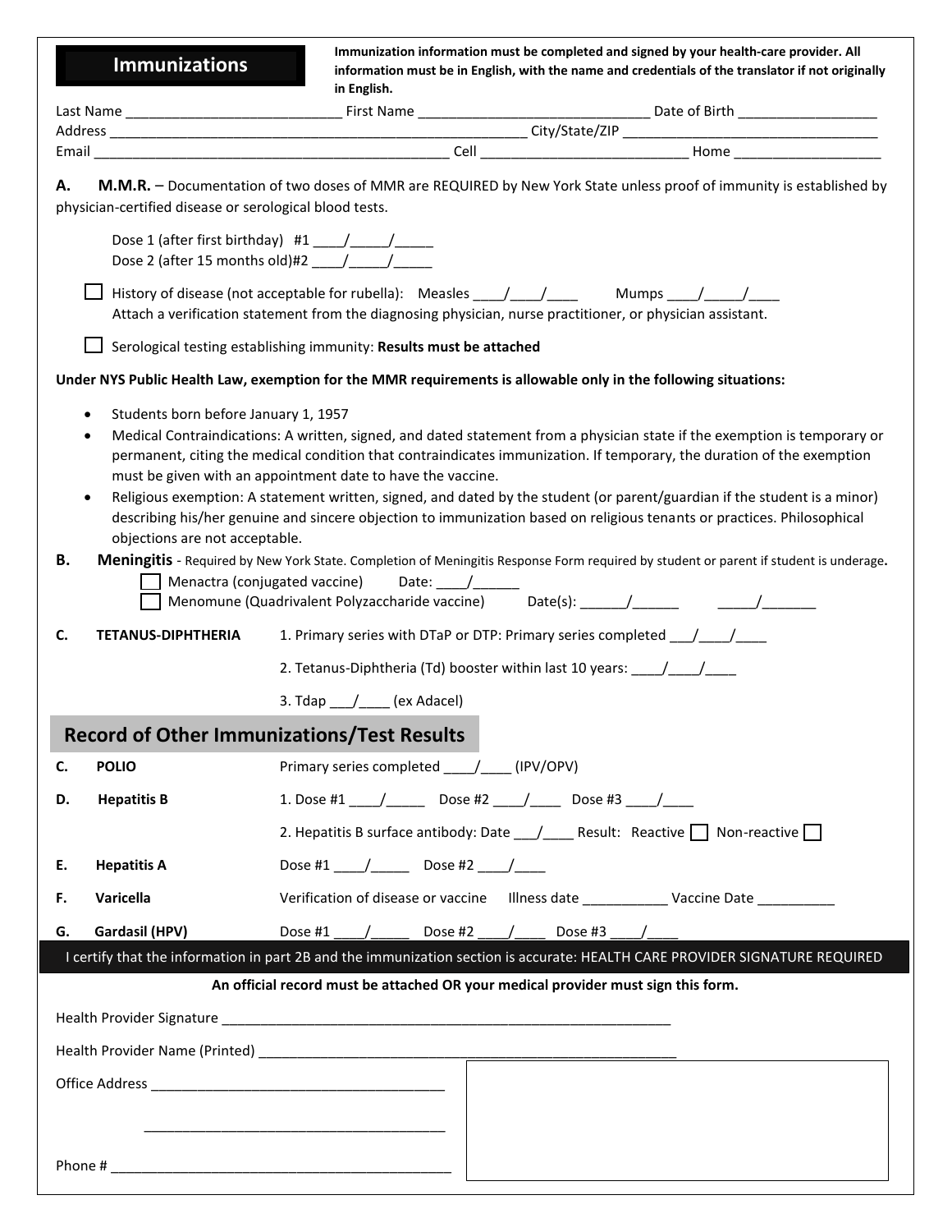## Immunizations

**Immunization information must be completed and signed by your health-care provider. All information must be in English, with the name and credentials of the translator if not originally in English.**

Last Name ___________________________ First Name ______________________________ Date of Birth _________________

Address _____________________________________________________ City/State/ZIP __________________________________

Email ______________________________________________ Cell __________________________ Home ___________________

**A. M.M.R.** – Documentation of two doses of MMR are REQUIRED by New York State unless proof of immunity is established by physician-certified disease or serological blood tests.

Dose 1 (after first birthday) #1 ____/_____/_____
Dose 2 (after 15 months old)#2 ____/_____/_____

☐ History of disease (not acceptable for rubella): Measles ____/____/____ Mumps ____/_____/____
Attach a verification statement from the diagnosing physician, nurse practitioner, or physician assistant.

☐ Serological testing establishing immunity: **Results must be attached**

**Under NYS Public Health Law, exemption for the MMR requirements is allowable only in the following situations:**

- Students born before January 1, 1957
- Medical Contraindications: A written, signed, and dated statement from a physician state if the exemption is temporary or permanent, citing the medical condition that contraindicates immunization. If temporary, the duration of the exemption must be given with an appointment date to have the vaccine.
- Religious exemption: A statement written, signed, and dated by the student (or parent/guardian if the student is a minor) describing his/her genuine and sincere objection to immunization based on religious tenants or practices. Philosophical objections are not acceptable.

**B. Meningitis** - Required by New York State. Completion of Meningitis Response Form required by student or parent if student is underage**.**

☐ Menactra (conjugated vaccine) Date: ____/______
☐ Menomune (Quadrivalent Polyzaccharide vaccine) Date(s): ______/______ _____/_______

**C. TETANUS-DIPHTHERIA**

1. Primary series with DTaP or DTP: Primary series completed ___/____/____
2. Tetanus-Diphtheria (Td) booster within last 10 years: ____/____/____
3. Tdap ___/____ (ex Adacel)

## Record of Other Immunizations/Test Results

**C. POLIO** Primary series completed ____/____ (IPV/OPV)

**D. Hepatitis B**

1. Dose #1 ____/_____ Dose #2 ____/____ Dose #3 ____/____
2. Hepatitis B surface antibody: Date ___/____ Result: Reactive ☐ Non-reactive ☐

**E. Hepatitis A** Dose #1 ____/_____ Dose #2 ____/____

**F. Varicella** Verification of disease or vaccine Illness date ___________ Vaccine Date __________

**G. Gardasil (HPV)** Dose #1 ____/_____ Dose #2 ____/____ Dose #3 ____/____

I certify that the information in part 2B and the immunization section is accurate: HEALTH CARE PROVIDER SIGNATURE REQUIRED

**An official record must be attached OR your medical provider must sign this form.**

Health Provider Signature ____________________________________________________________

Health Provider Name (Printed) ________________________________________________________

Office Address _______________________________________

_______________________________________

Phone # ____________________________________________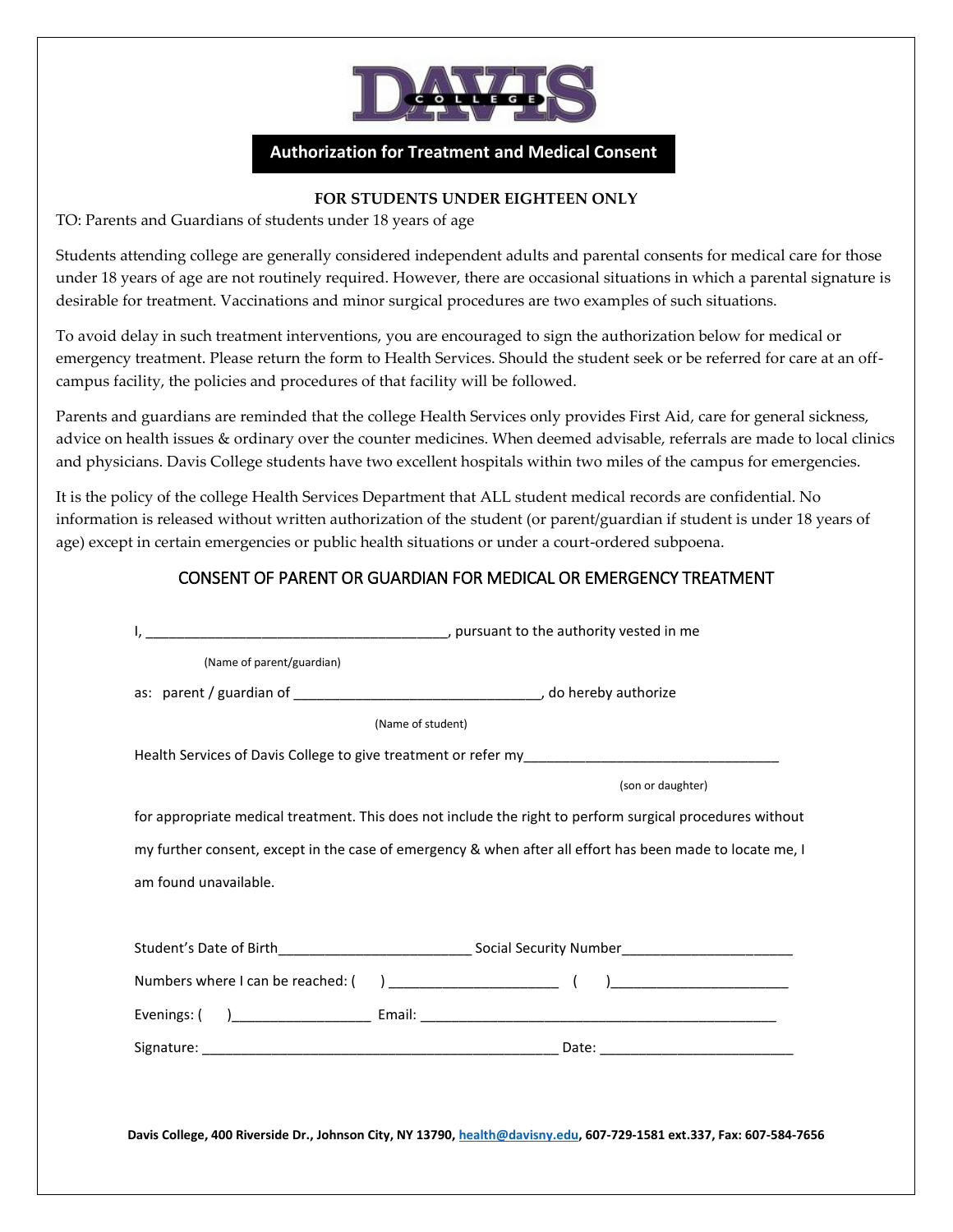**DAVIS COLLEGE**

## Authorization for Treatment and Medical Consent

**FOR STUDENTS UNDER EIGHTEEN ONLY**

TO: Parents and Guardians of students under 18 years of age

Students attending college are generally considered independent adults and parental consents for medical care for those under 18 years of age are not routinely required. However, there are occasional situations in which a parental signature is desirable for treatment. Vaccinations and minor surgical procedures are two examples of such situations.

To avoid delay in such treatment interventions, you are encouraged to sign the authorization below for medical or emergency treatment. Please return the form to Health Services. Should the student seek or be referred for care at an off-campus facility, the policies and procedures of that facility will be followed.

Parents and guardians are reminded that the college Health Services only provides First Aid, care for general sickness, advice on health issues & ordinary over the counter medicines. When deemed advisable, referrals are made to local clinics and physicians. Davis College students have two excellent hospitals within two miles of the campus for emergencies.

It is the policy of the college Health Services Department that ALL student medical records are confidential. No information is released without written authorization of the student (or parent/guardian if student is under 18 years of age) except in certain emergencies or public health situations or under a court-ordered subpoena.

### CONSENT OF PARENT OR GUARDIAN FOR MEDICAL OR EMERGENCY TREATMENT

I, ________________________________________, pursuant to the authority vested in me

(Name of parent/guardian)

as: parent / guardian of ________________________________, do hereby authorize

(Name of student)

Health Services of Davis College to give treatment or refer my__________________________________

(son or daughter)

for appropriate medical treatment. This does not include the right to perform surgical procedures without my further consent, except in the case of emergency & when after all effort has been made to locate me, I am found unavailable.

Student's Date of Birth_________________________ Social Security Number______________________

Numbers where I can be reached: (     ) ______________________   (     )_______________________

Evenings: (     )__________________ Email: _______________________________________________

Signature: ______________________________________________ Date: _________________________

**Davis College, 400 Riverside Dr., Johnson City, NY 13790, health@davisny.edu, 607-729-1581 ext.337, Fax: 607-584-7656**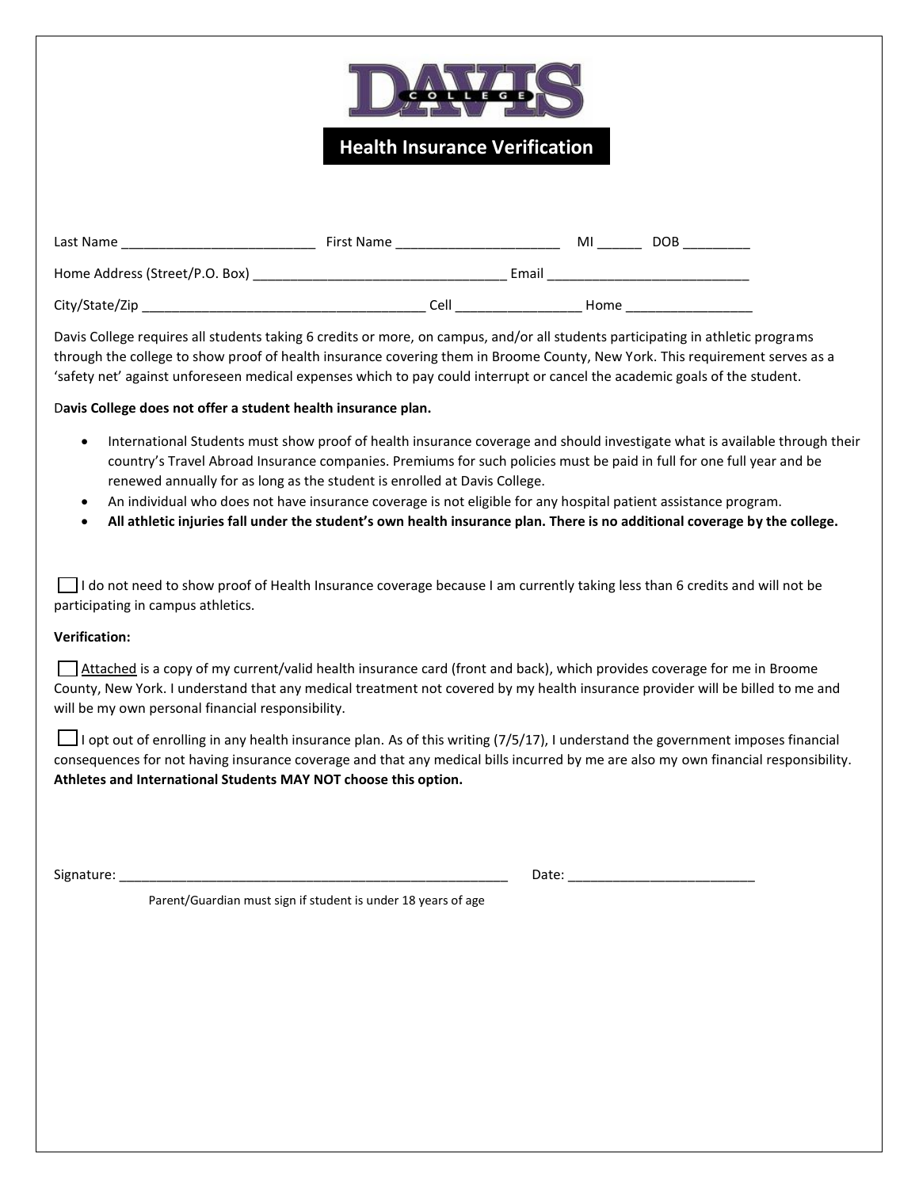DAVIS COLLEGE

# Health Insurance Verification

Last Name __________________________ First Name ______________________ MI ______ DOB _________

Home Address (Street/P.O. Box) __________________________________ Email ____________________________

City/State/Zip ______________________________________ Cell _________________ Home _________________

Davis College requires all students taking 6 credits or more, on campus, and/or all students participating in athletic programs through the college to show proof of health insurance covering them in Broome County, New York. This requirement serves as a 'safety net' against unforeseen medical expenses which to pay could interrupt or cancel the academic goals of the student.

D**avis College does not offer a student health insurance plan.**

- International Students must show proof of health insurance coverage and should investigate what is available through their country's Travel Abroad Insurance companies. Premiums for such policies must be paid in full for one full year and be renewed annually for as long as the student is enrolled at Davis College.
- An individual who does not have insurance coverage is not eligible for any hospital patient assistance program.
- **All athletic injuries fall under the student's own health insurance plan. There is no additional coverage by the college.**

☐ I do not need to show proof of Health Insurance coverage because I am currently taking less than 6 credits and will not be participating in campus athletics.

**Verification:**

☐ Attached is a copy of my current/valid health insurance card (front and back), which provides coverage for me in Broome County, New York. I understand that any medical treatment not covered by my health insurance provider will be billed to me and will be my own personal financial responsibility.

☐ I opt out of enrolling in any health insurance plan. As of this writing (7/5/17), I understand the government imposes financial consequences for not having insurance coverage and that any medical bills incurred by me are also my own financial responsibility. **Athletes and International Students MAY NOT choose this option.**

Signature: ______________________________________________________ Date: _________________________

Parent/Guardian must sign if student is under 18 years of age